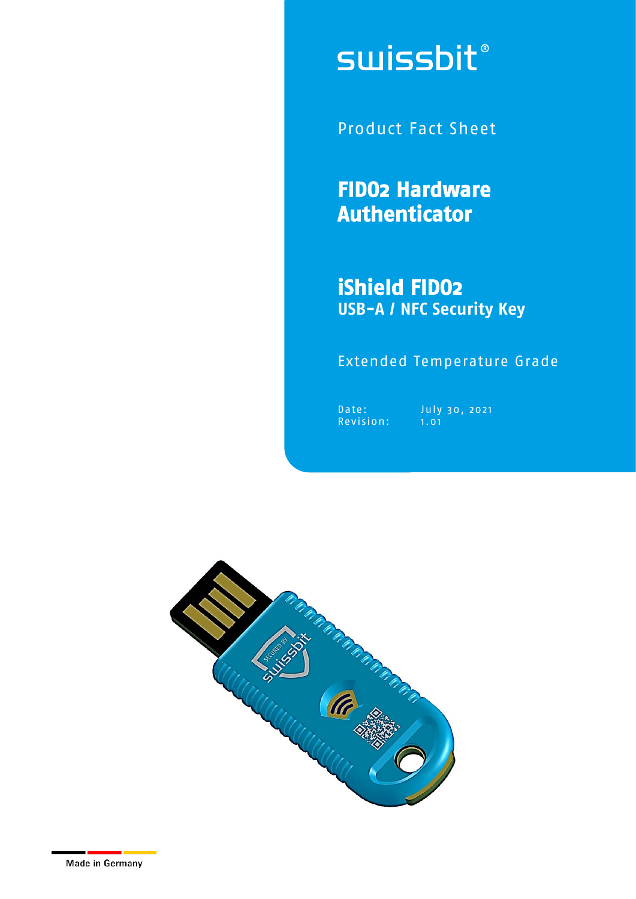swissbit®

Product Fact Sheet

# FIDO2 Hardware Authenticator

## iShield FIDO2

### USB-A / NFC Security Key

Extended Temperature Grade

Date: July 30, 2021
Revision: 1.01

Made in Germany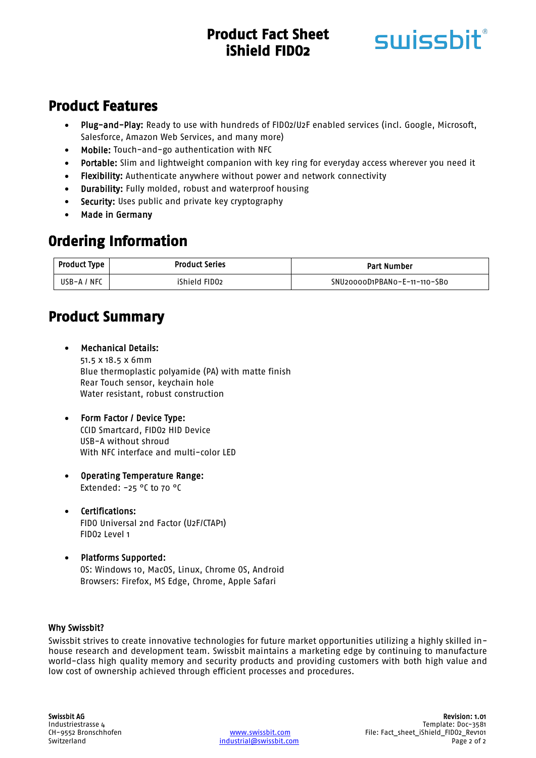## Product Features

- **Plug-and-Play:** Ready to use with hundreds of FIDO2/U2F enabled services (incl. Google, Microsoft, Salesforce, Amazon Web Services, and many more)
- **Mobile:** Touch-and-go authentication with NFC
- **Portable:** Slim and lightweight companion with key ring for everyday access wherever you need it
- **Flexibility:** Authenticate anywhere without power and network connectivity
- **Durability:** Fully molded, robust and waterproof housing
- **Security:** Uses public and private key cryptography
- **Made in Germany**

## Ordering Information

| Product Type | Product Series | Part Number |
|---|---|---|
| USB-A / NFC | iShield FIDO2 | SNU20000D1PBAN0-E-11-110-SB0 |

## Product Summary

- **Mechanical Details:**
  51.5 x 18.5 x 6mm
  Blue thermoplastic polyamide (PA) with matte finish
  Rear Touch sensor, keychain hole
  Water resistant, robust construction

- **Form Factor / Device Type:**
  CCID Smartcard, FIDO2 HID Device
  USB-A without shroud
  With NFC interface and multi-color LED

- **Operating Temperature Range:**
  Extended: -25 °C to 70 °C

- **Certifications:**
  FIDO Universal 2nd Factor (U2F/CTAP1)
  FIDO2 Level 1

- **Platforms Supported:**
  OS: Windows 10, MacOS, Linux, Chrome OS, Android
  Browsers: Firefox, MS Edge, Chrome, Apple Safari

**Why Swissbit?**

Swissbit strives to create innovative technologies for future market opportunities utilizing a highly skilled in-house research and development team. Swissbit maintains a marketing edge by continuing to manufacture world-class high quality memory and security products and providing customers with both high value and low cost of ownership achieved through efficient processes and procedures.

**Swissbit AG**
Industriestrasse 4
CH-9552 Bronschhofen
Switzerland

www.swissbit.com
industrial@swissbit.com

**Revision: 1.01**
Template: Doc-3581
File: Fact_sheet_iShield_FIDO2_Rev101